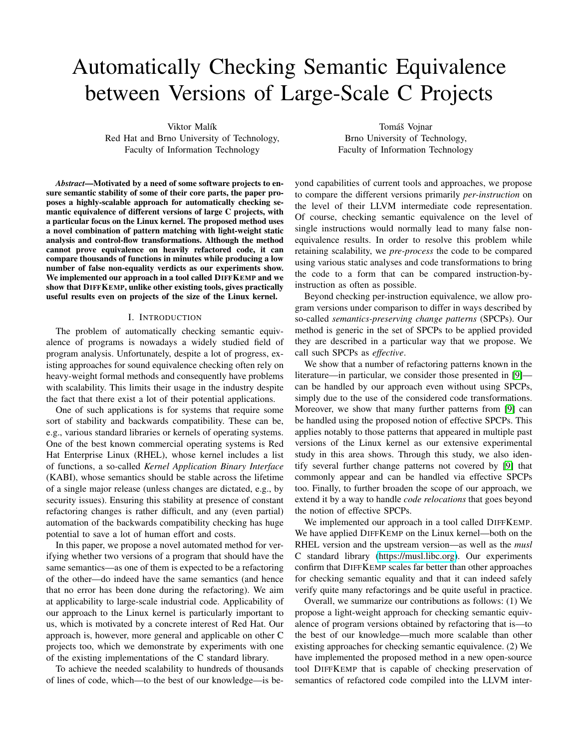# Automatically Checking Semantic Equivalence between Versions of Large-Scale C Projects

Viktor Malík
Red Hat and Brno University of Technology,
Faculty of Information Technology

Tomáš Vojnar
Brno University of Technology,
Faculty of Information Technology

***Abstract*—Motivated by a need of some software projects to ensure semantic stability of some of their core parts, the paper proposes a highly-scalable approach for automatically checking semantic equivalence of different versions of large C projects, with a particular focus on the Linux kernel. The proposed method uses a novel combination of pattern matching with light-weight static analysis and control-flow transformations. Although the method cannot prove equivalence on heavily refactored code, it can compare thousands of functions in minutes while producing a low number of false non-equality verdicts as our experiments show. We implemented our approach in a tool called DIFFKEMP and we show that DIFFKEMP, unlike other existing tools, gives practically useful results even on projects of the size of the Linux kernel.**

## I. Introduction

The problem of automatically checking semantic equivalence of programs is nowadays a widely studied field of program analysis. Unfortunately, despite a lot of progress, existing approaches for sound equivalence checking often rely on heavy-weight formal methods and consequently have problems with scalability. This limits their usage in the industry despite the fact that there exist a lot of their potential applications.

One of such applications is for systems that require some sort of stability and backwards compatibility. These can be, e.g., various standard libraries or kernels of operating systems. One of the best known commercial operating systems is Red Hat Enterprise Linux (RHEL), whose kernel includes a list of functions, a so-called *Kernel Application Binary Interface* (KABI), whose semantics should be stable across the lifetime of a single major release (unless changes are dictated, e.g., by security issues). Ensuring this stability at presence of constant refactoring changes is rather difficult, and any (even partial) automation of the backwards compatibility checking has huge potential to save a lot of human effort and costs.

In this paper, we propose a novel automated method for verifying whether two versions of a program that should have the same semantics—as one of them is expected to be a refactoring of the other—do indeed have the same semantics (and hence that no error has been done during the refactoring). We aim at applicability to large-scale industrial code. Applicability of our approach to the Linux kernel is particularly important to us, which is motivated by a concrete interest of Red Hat. Our approach is, however, more general and applicable on other C projects too, which we demonstrate by experiments with one of the existing implementations of the C standard library.

To achieve the needed scalability to hundreds of thousands of lines of code, which—to the best of our knowledge—is beyond capabilities of current tools and approaches, we propose to compare the different versions primarily *per-instruction* on the level of their LLVM intermediate code representation. Of course, checking semantic equivalence on the level of single instructions would normally lead to many false non-equivalence results. In order to resolve this problem while retaining scalability, we *pre-process* the code to be compared using various static analyses and code transformations to bring the code to a form that can be compared instruction-by-instruction as often as possible.

Beyond checking per-instruction equivalence, we allow program versions under comparison to differ in ways described by so-called *semantics-preserving change patterns* (SPCPs). Our method is generic in the set of SPCPs to be applied provided they are described in a particular way that we propose. We call such SPCPs as *effective*.

We show that a number of refactoring patterns known in the literature—in particular, we consider those presented in [9]—can be handled by our approach even without using SPCPs, simply due to the use of the considered code transformations. Moreover, we show that many further patterns from [9] can be handled using the proposed notion of effective SPCPs. This applies notably to those patterns that appeared in multiple past versions of the Linux kernel as our extensive experimental study in this area shows. Through this study, we also identify several further change patterns not covered by [9] that commonly appear and can be handled via effective SPCPs too. Finally, to further broaden the scope of our approach, we extend it by a way to handle *code relocations* that goes beyond the notion of effective SPCPs.

We implemented our approach in a tool called DIFFKEMP. We have applied DIFFKEMP on the Linux kernel—both on the RHEL version and the upstream version—as well as the *musl* C standard library (https://musl.libc.org). Our experiments confirm that DIFFKEMP scales far better than other approaches for checking semantic equality and that it can indeed safely verify quite many refactorings and be quite useful in practice.

Overall, we summarize our contributions as follows: (1) We propose a light-weight approach for checking semantic equivalence of program versions obtained by refactoring that is—to the best of our knowledge—much more scalable than other existing approaches for checking semantic equivalence. (2) We have implemented the proposed method in a new open-source tool DIFFKEMP that is capable of checking preservation of semantics of refactored code compiled into the LLVM inter-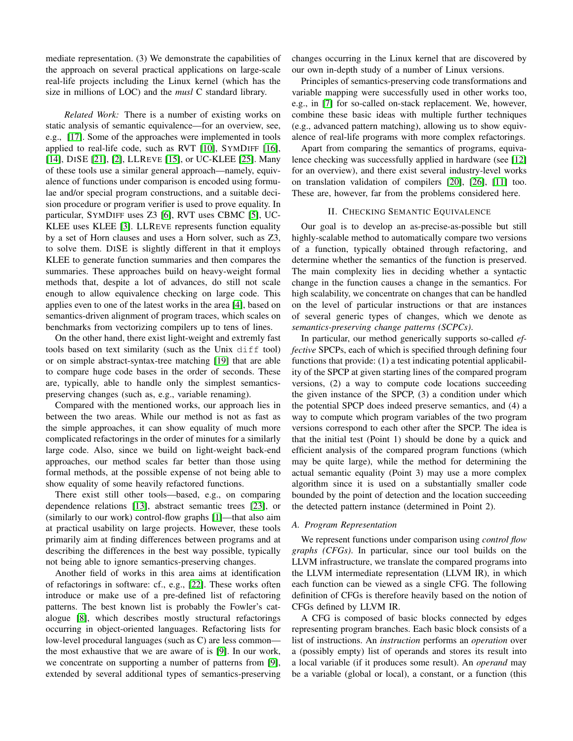mediate representation. (3) We demonstrate the capabilities of the approach on several practical applications on large-scale real-life projects including the Linux kernel (which has the size in millions of LOC) and the *musl* C standard library.

*Related Work:* There is a number of existing works on static analysis of semantic equivalence—for an overview, see, e.g., [17]. Some of the approaches were implemented in tools applied to real-life code, such as RVT [10], SymDiff [16], [14], DiSE [21], [2], LLReve [15], or UC-KLEE [25]. Many of these tools use a similar general approach—namely, equivalence of functions under comparison is encoded using formulae and/or special program constructions, and a suitable decision procedure or program verifier is used to prove equality. In particular, SymDiff uses Z3 [6], RVT uses CBMC [5], UC-KLEE uses KLEE [3]. LLReve represents function equality by a set of Horn clauses and uses a Horn solver, such as Z3, to solve them. DiSE is slightly different in that it employs KLEE to generate function summaries and then compares the summaries. These approaches build on heavy-weight formal methods that, despite a lot of advances, do still not scale enough to allow equivalence checking on large code. This applies even to one of the latest works in the area [4], based on semantics-driven alignment of program traces, which scales on benchmarks from vectorizing compilers up to tens of lines.

On the other hand, there exist light-weight and extremly fast tools based on text similarity (such as the Unix `diff` tool) or on simple abstract-syntax-tree matching [19] that are able to compare huge code bases in the order of seconds. These are, typically, able to handle only the simplest semantics-preserving changes (such as, e.g., variable renaming).

Compared with the mentioned works, our approach lies in between the two areas. While our method is not as fast as the simple approaches, it can show equality of much more complicated refactorings in the order of minutes for a similarly large code. Also, since we build on light-weight back-end approaches, our method scales far better than those using formal methods, at the possible expense of not being able to show equality of some heavily refactored functions.

There exist still other tools—based, e.g., on comparing dependence relations [13], abstract semantic trees [23], or (similarly to our work) control-flow graphs [1]—that also aim at practical usability on large projects. However, these tools primarily aim at finding differences between programs and at describing the differences in the best way possible, typically not being able to ignore semantics-preserving changes.

Another field of works in this area aims at identification of refactorings in software: cf., e.g., [22]. These works often introduce or make use of a pre-defined list of refactoring patterns. The best known list is probably the Fowler's catalogue [8], which describes mostly structural refactorings occurring in object-oriented languages. Refactoring lists for low-level procedural languages (such as C) are less common—the most exhaustive that we are aware of is [9]. In our work, we concentrate on supporting a number of patterns from [9], extended by several additional types of semantics-preserving changes occurring in the Linux kernel that are discovered by our own in-depth study of a number of Linux versions.

Principles of semantics-preserving code transformations and variable mapping were successfully used in other works too, e.g., in [7] for so-called on-stack replacement. We, however, combine these basic ideas with multiple further techniques (e.g., advanced pattern matching), allowing us to show equivalence of real-life programs with more complex refactorings.

Apart from comparing the semantics of programs, equivalence checking was successfully applied in hardware (see [12] for an overview), and there exist several industry-level works on translation validation of compilers [20], [26], [11] too. These are, however, far from the problems considered here.

## II. Checking Semantic Equivalence

Our goal is to develop an as-precise-as-possible but still highly-scalable method to automatically compare two versions of a function, typically obtained through refactoring, and determine whether the semantics of the function is preserved. The main complexity lies in deciding whether a syntactic change in the function causes a change in the semantics. For high scalability, we concentrate on changes that can be handled on the level of particular instructions or that are instances of several generic types of changes, which we denote as *semantics-preserving change patterns (SCPCs)*.

In particular, our method generically supports so-called *effective* SPCPs, each of which is specified through defining four functions that provide: (1) a test indicating potential applicability of the SPCP at given starting lines of the compared program versions, (2) a way to compute code locations succeeding the given instance of the SPCP, (3) a condition under which the potential SPCP does indeed preserve semantics, and (4) a way to compute which program variables of the two program versions correspond to each other after the SPCP. The idea is that the initial test (Point 1) should be done by a quick and efficient analysis of the compared program functions (which may be quite large), while the method for determining the actual semantic equality (Point 3) may use a more complex algorithm since it is used on a substantially smaller code bounded by the point of detection and the location succeeding the detected pattern instance (determined in Point 2).

### A. Program Representation

We represent functions under comparison using *control flow graphs (CFGs)*. In particular, since our tool builds on the LLVM infrastructure, we translate the compared programs into the LLVM intermediate representation (LLVM IR), in which each function can be viewed as a single CFG. The following definition of CFGs is therefore heavily based on the notion of CFGs defined by LLVM IR.

A CFG is composed of basic blocks connected by edges representing program branches. Each basic block consists of a list of instructions. An *instruction* performs an *operation* over a (possibly empty) list of operands and stores its result into a local variable (if it produces some result). An *operand* may be a variable (global or local), a constant, or a function (this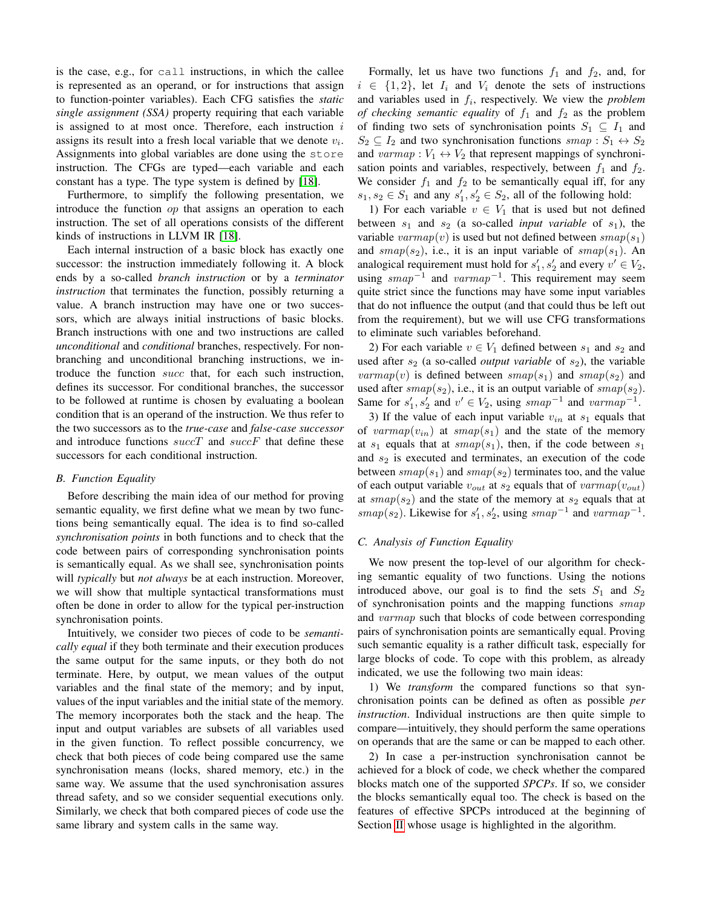is the case, e.g., for `call` instructions, in which the callee is represented as an operand, or for instructions that assign to function-pointer variables). Each CFG satisfies the *static single assignment (SSA)* property requiring that each variable is assigned to at most once. Therefore, each instruction $i$ assigns its result into a fresh local variable that we denote $v_i$. Assignments into global variables are done using the `store` instruction. The CFGs are typed—each variable and each constant has a type. The type system is defined by [18].

Furthermore, to simplify the following presentation, we introduce the function $op$ that assigns an operation to each instruction. The set of all operations consists of the different kinds of instructions in LLVM IR [18].

Each internal instruction of a basic block has exactly one successor: the instruction immediately following it. A block ends by a so-called *branch instruction* or by a *terminator instruction* that terminates the function, possibly returning a value. A branch instruction may have one or two successors, which are always initial instructions of basic blocks. Branch instructions with one and two instructions are called *unconditional* and *conditional* branches, respectively. For non-branching and unconditional branching instructions, we introduce the function $succ$ that, for each such instruction, defines its successor. For conditional branches, the successor to be followed at runtime is chosen by evaluating a boolean condition that is an operand of the instruction. We thus refer to the two successors as to the *true-case* and *false-case successor* and introduce functions $succT$ and $succF$ that define these successors for each conditional instruction.

### B. Function Equality

Before describing the main idea of our method for proving semantic equality, we first define what we mean by two functions being semantically equal. The idea is to find so-called *synchronisation points* in both functions and to check that the code between pairs of corresponding synchronisation points is semantically equal. As we shall see, synchronisation points will *typically* but *not always* be at each instruction. Moreover, we will show that multiple syntactical transformations must often be done in order to allow for the typical per-instruction synchronisation points.

Intuitively, we consider two pieces of code to be *semantically equal* if they both terminate and their execution produces the same output for the same inputs, or they both do not terminate. Here, by output, we mean values of the output variables and the final state of the memory; and by input, values of the input variables and the initial state of the memory. The memory incorporates both the stack and the heap. The input and output variables are subsets of all variables used in the given function. To reflect possible concurrency, we check that both pieces of code being compared use the same synchronisation means (locks, shared memory, etc.) in the same way. We assume that the used synchronisation assures thread safety, and so we consider sequential executions only. Similarly, we check that both compared pieces of code use the same library and system calls in the same way.

Formally, let us have two functions $f_1$ and $f_2$, and, for $i \in \{1, 2\}$, let $I_i$ and $V_i$ denote the sets of instructions and variables used in $f_i$, respectively. We view the *problem of checking semantic equality* of $f_1$ and $f_2$ as the problem of finding two sets of synchronisation points $S_1 \subseteq I_1$ and $S_2 \subseteq I_2$ and two synchronisation functions $smap : S_1 \leftrightarrow S_2$ and $varmap : V_1 \leftrightarrow V_2$ that represent mappings of synchronisation points and variables, respectively, between $f_1$ and $f_2$. We consider $f_1$ and $f_2$ to be semantically equal iff, for any $s_1, s_2 \in S_1$ and any $s'_1, s'_2 \in S_2$, all of the following hold:

1) For each variable $v \in V_1$ that is used but not defined between $s_1$ and $s_2$ (a so-called *input variable* of $s_1$), the variable $varmap(v)$ is used but not defined between $smap(s_1)$ and $smap(s_2)$, i.e., it is an input variable of $smap(s_1)$. An analogical requirement must hold for $s'_1, s'_2$ and every $v' \in V_2$, using $smap^{-1}$ and $varmap^{-1}$. This requirement may seem quite strict since the functions may have some input variables that do not influence the output (and that could thus be left out from the requirement), but we will use CFG transformations to eliminate such variables beforehand.

2) For each variable $v \in V_1$ defined between $s_1$ and $s_2$ and used after $s_2$ (a so-called *output variable* of $s_2$), the variable $varmap(v)$ is defined between $smap(s_1)$ and $smap(s_2)$ and used after $smap(s_2)$, i.e., it is an output variable of $smap(s_2)$. Same for $s'_1, s'_2$ and $v' \in V_2$, using $smap^{-1}$ and $varmap^{-1}$.

3) If the value of each input variable $v_{in}$ at $s_1$ equals that of $varmap(v_{in})$ at $smap(s_1)$ and the state of the memory at $s_1$ equals that at $smap(s_1)$, then, if the code between $s_1$ and $s_2$ is executed and terminates, an execution of the code between $smap(s_1)$ and $smap(s_2)$ terminates too, and the value of each output variable $v_{out}$ at $s_2$ equals that of $varmap(v_{out})$ at $smap(s_2)$ and the state of the memory at $s_2$ equals that at $smap(s_2)$. Likewise for $s'_1, s'_2$, using $smap^{-1}$ and $varmap^{-1}$.

### C. Analysis of Function Equality

We now present the top-level of our algorithm for checking semantic equality of two functions. Using the notions introduced above, our goal is to find the sets $S_1$ and $S_2$ of synchronisation points and the mapping functions $smap$ and $varmap$ such that blocks of code between corresponding pairs of synchronisation points are semantically equal. Proving such semantic equality is a rather difficult task, especially for large blocks of code. To cope with this problem, as already indicated, we use the following two main ideas:

1) We *transform* the compared functions so that synchronisation points can be defined as often as possible *per instruction*. Individual instructions are then quite simple to compare—intuitively, they should perform the same operations on operands that are the same or can be mapped to each other.

2) In case a per-instruction synchronisation cannot be achieved for a block of code, we check whether the compared blocks match one of the supported *SPCPs*. If so, we consider the blocks semantically equal too. The check is based on the features of effective SPCPs introduced at the beginning of Section II whose usage is highlighted in the algorithm.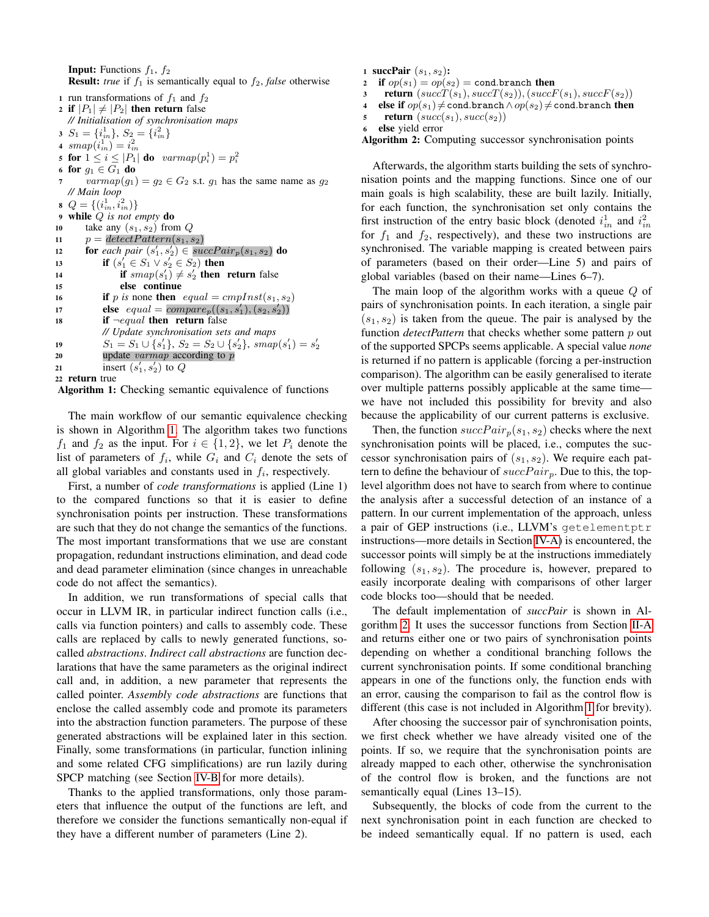```
Input: Functions f1, f2
Result: true if f1 is semantically equal to f2, false otherwise
 1  run transformations of f1 and f2
 2  if |P1| ≠ |P2| then return false
    // Initialisation of synchronisation maps
 3  S1 = {i¹_in}, S2 = {i²_in}
 4  smap(i¹_in) = i²_in
 5  for 1 ≤ i ≤ |P1| do varmap(p¹_i) = p²_i
 6  for g1 ∈ G1 do
 7      varmap(g1) = g2 ∈ G2 s.t. g1 has the same name as g2
    // Main loop
 8  Q = {(i¹_in, i²_in)}
 9  while Q is not empty do
10      take any (s1, s2) from Q
11      p = detectPattern(s1, s2)
12      for each pair (s'1, s'2) ∈ succPair_p(s1, s2) do
13          if (s'1 ∈ S1 ∨ s'2 ∈ S2) then
14              if smap(s'1) ≠ s'2 then return false
15              else continue
16          if p is none then equal = cmpInst(s1, s2)
17          else equal = compare_p((s1, s'1), (s2, s'2))
18          if ¬equal then return false
            // Update synchronisation sets and maps
19          S1 = S1 ∪ {s'1}, S2 = S2 ∪ {s'2}, smap(s'1) = s'2
20          update varmap according to p
21          insert (s'1, s'2) to Q
22  return true
```

**Algorithm 1:** Checking semantic equivalence of functions

The main workflow of our semantic equivalence checking is shown in Algorithm 1. The algorithm takes two functions $f_1$ and $f_2$ as the input. For $i \in \{1, 2\}$, we let $P_i$ denote the list of parameters of $f_i$, while $G_i$ and $C_i$ denote the sets of all global variables and constants used in $f_i$, respectively.

First, a number of *code transformations* is applied (Line 1) to the compared functions so that it is easier to define synchronisation points per instruction. These transformations are such that they do not change the semantics of the functions. The most important transformations that we use are constant propagation, redundant instructions elimination, and dead code and dead parameter elimination (since changes in unreachable code do not affect the semantics).

In addition, we run transformations of special calls that occur in LLVM IR, in particular indirect function calls (i.e., calls via function pointers) and calls to assembly code. These calls are replaced by calls to newly generated functions, so-called *abstractions*. *Indirect call abstractions* are function declarations that have the same parameters as the original indirect call and, in addition, a new parameter that represents the called pointer. *Assembly code abstractions* are functions that enclose the called assembly code and promote its parameters into the abstraction function parameters. The purpose of these generated abstractions will be explained later in this section. Finally, some transformations (in particular, function inlining and some related CFG simplifications) are run lazily during SPCP matching (see Section IV-B for more details).

Thanks to the applied transformations, only those parameters that influence the output of the functions are left, and therefore we consider the functions semantically non-equal if they have a different number of parameters (Line 2).

```
1  succPair (s1, s2):
2    if op(s1) = op(s2) = cond.branch then
3      return (succT(s1), succT(s2)), (succF(s1), succF(s2))
4    else if op(s1) ≠ cond.branch ∧ op(s2) ≠ cond.branch then
5      return (succ(s1), succ(s2))
6    else yield error
```

**Algorithm 2:** Computing successor synchronisation points

Afterwards, the algorithm starts building the sets of synchronisation points and the mapping functions. Since one of our main goals is high scalability, these are built lazily. Initially, for each function, the synchronisation set only contains the first instruction of the entry basic block (denoted $i^1_{in}$ and $i^2_{in}$ for $f_1$ and $f_2$, respectively), and these two instructions are synchronised. The variable mapping is created between pairs of parameters (based on their order—Line 5) and pairs of global variables (based on their name—Lines 6–7).

The main loop of the algorithm works with a queue $Q$ of pairs of synchronisation points. In each iteration, a single pair $(s_1, s_2)$ is taken from the queue. The pair is analysed by the function *detectPattern* that checks whether some pattern $p$ out of the supported SPCPs seems applicable. A special value *none* is returned if no pattern is applicable (forcing a per-instruction comparison). The algorithm can be easily generalised to iterate over multiple patterns possibly applicable at the same time—we have not included this possibility for brevity and also because the applicability of our current patterns is exclusive.

Then, the function $succPair_p(s_1, s_2)$ checks where the next synchronisation points will be placed, i.e., computes the successor synchronisation pairs of $(s_1, s_2)$. We require each pattern to define the behaviour of $succPair_p$. Due to this, the top-level algorithm does not have to search from where to continue the analysis after a successful detection of an instance of a pattern. In our current implementation of the approach, unless a pair of GEP instructions (i.e., LLVM's `getelementptr` instructions—more details in Section IV-A) is encountered, the successor points will simply be at the instructions immediately following $(s_1, s_2)$. The procedure is, however, prepared to easily incorporate dealing with comparisons of other larger code blocks too—should that be needed.

The default implementation of *succPair* is shown in Algorithm 2. It uses the successor functions from Section II-A and returns either one or two pairs of synchronisation points depending on whether a conditional branching follows the current synchronisation points. If some conditional branching appears in one of the functions only, the function ends with an error, causing the comparison to fail as the control flow is different (this case is not included in Algorithm 1 for brevity).

After choosing the successor pair of synchronisation points, we first check whether we have already visited one of the points. If so, we require that the synchronisation points are already mapped to each other, otherwise the synchronisation of the control flow is broken, and the functions are not semantically equal (Lines 13–15).

Subsequently, the blocks of code from the current to the next synchronisation point in each function are checked to be indeed semantically equal. If no pattern is used, each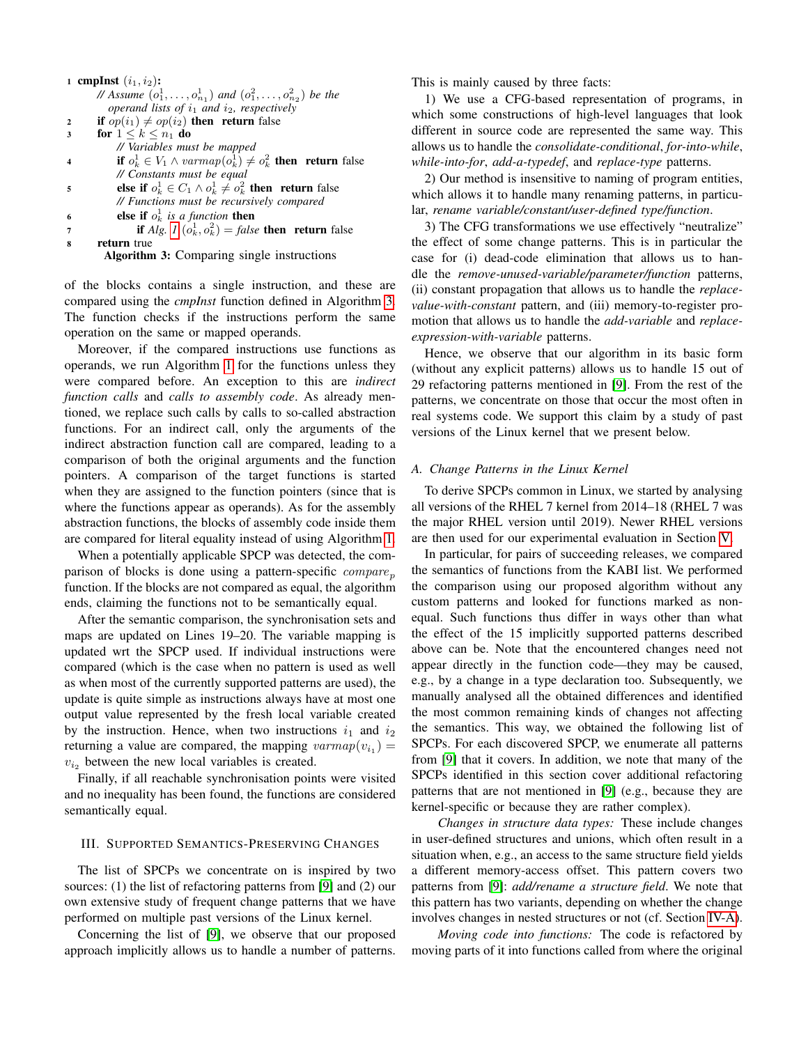```
1 cmpInst (i1, i2):
     // Assume (o^1_1, ..., o^1_{n1}) and (o^2_1, ..., o^2_{n2}) be the
        operand lists of i1 and i2, respectively
2    if op(i1) ≠ op(i2) then return false
3    for 1 ≤ k ≤ n1 do
         // Variables must be mapped
4        if o^1_k ∈ V1 ∧ varmap(o^1_k) ≠ o^2_k then return false
         // Constants must be equal
5        else if o^1_k ∈ C1 ∧ o^1_k ≠ o^2_k then return false
         // Functions must be recursively compared
6        else if o^1_k is a function then
7            if Alg. 1 (o^1_k, o^2_k) = false then return false
8    return true
```

**Algorithm 3:** Comparing single instructions

of the blocks contains a single instruction, and these are compared using the *cmpInst* function defined in Algorithm 3. The function checks if the instructions perform the same operation on the same or mapped operands.

Moreover, if the compared instructions use functions as operands, we run Algorithm 1 for the functions unless they were compared before. An exception to this are *indirect function calls* and *calls to assembly code*. As already mentioned, we replace such calls by calls to so-called abstraction functions. For an indirect call, only the arguments of the indirect abstraction function call are compared, leading to a comparison of both the original arguments and the function pointers. A comparison of the target functions is started when they are assigned to the function pointers (since that is where the functions appear as operands). As for the assembly abstraction functions, the blocks of assembly code inside them are compared for literal equality instead of using Algorithm 1.

When a potentially applicable SPCP was detected, the comparison of blocks is done using a pattern-specific $compare_p$ function. If the blocks are not compared as equal, the algorithm ends, claiming the functions not to be semantically equal.

After the semantic comparison, the synchronisation sets and maps are updated on Lines 19–20. The variable mapping is updated wrt the SPCP used. If individual instructions were compared (which is the case when no pattern is used as well as when most of the currently supported patterns are used), the update is quite simple as instructions always have at most one output value represented by the fresh local variable created by the instruction. Hence, when two instructions $i_1$ and $i_2$ returning a value are compared, the mapping $varmap(v_{i_1}) = v_{i_2}$ between the new local variables is created.

Finally, if all reachable synchronisation points were visited and no inequality has been found, the functions are considered semantically equal.

## III. Supported Semantics-Preserving Changes

The list of SPCPs we concentrate on is inspired by two sources: (1) the list of refactoring patterns from [9] and (2) our own extensive study of frequent change patterns that we have performed on multiple past versions of the Linux kernel.

Concerning the list of [9], we observe that our proposed approach implicitly allows us to handle a number of patterns. This is mainly caused by three facts:

1) We use a CFG-based representation of programs, in which some constructions of high-level languages that look different in source code are represented the same way. This allows us to handle the *consolidate-conditional*, *for-into-while*, *while-into-for*, *add-a-typedef*, and *replace-type* patterns.

2) Our method is insensitive to naming of program entities, which allows it to handle many renaming patterns, in particular, *rename variable/constant/user-defined type/function*.

3) The CFG transformations we use effectively "neutralize" the effect of some change patterns. This is in particular the case for (i) dead-code elimination that allows us to handle the *remove-unused-variable/parameter/function* patterns, (ii) constant propagation that allows us to handle the *replace-value-with-constant* pattern, and (iii) memory-to-register promotion that allows us to handle the *add-variable* and *replace-expression-with-variable* patterns.

Hence, we observe that our algorithm in its basic form (without any explicit patterns) allows us to handle 15 out of 29 refactoring patterns mentioned in [9]. From the rest of the patterns, we concentrate on those that occur the most often in real systems code. We support this claim by a study of past versions of the Linux kernel that we present below.

### A. Change Patterns in the Linux Kernel

To derive SPCPs common in Linux, we started by analysing all versions of the RHEL 7 kernel from 2014–18 (RHEL 7 was the major RHEL version until 2019). Newer RHEL versions are then used for our experimental evaluation in Section V.

In particular, for pairs of succeeding releases, we compared the semantics of functions from the KABI list. We performed the comparison using our proposed algorithm without any custom patterns and looked for functions marked as non-equal. Such functions thus differ in ways other than what the effect of the 15 implicitly supported patterns described above can be. Note that the encountered changes need not appear directly in the function code—they may be caused, e.g., by a change in a type declaration too. Subsequently, we manually analysed all the obtained differences and identified the most common remaining kinds of changes not affecting the semantics. This way, we obtained the following list of SPCPs. For each discovered SPCP, we enumerate all patterns from [9] that it covers. In addition, we note that many of the SPCPs identified in this section cover additional refactoring patterns that are not mentioned in [9] (e.g., because they are kernel-specific or because they are rather complex).

*Changes in structure data types:* These include changes in user-defined structures and unions, which often result in a situation when, e.g., an access to the same structure field yields a different memory-access offset. This pattern covers two patterns from [9]: *add/rename a structure field*. We note that this pattern has two variants, depending on whether the change involves changes in nested structures or not (cf. Section IV-A).

*Moving code into functions:* The code is refactored by moving parts of it into functions called from where the original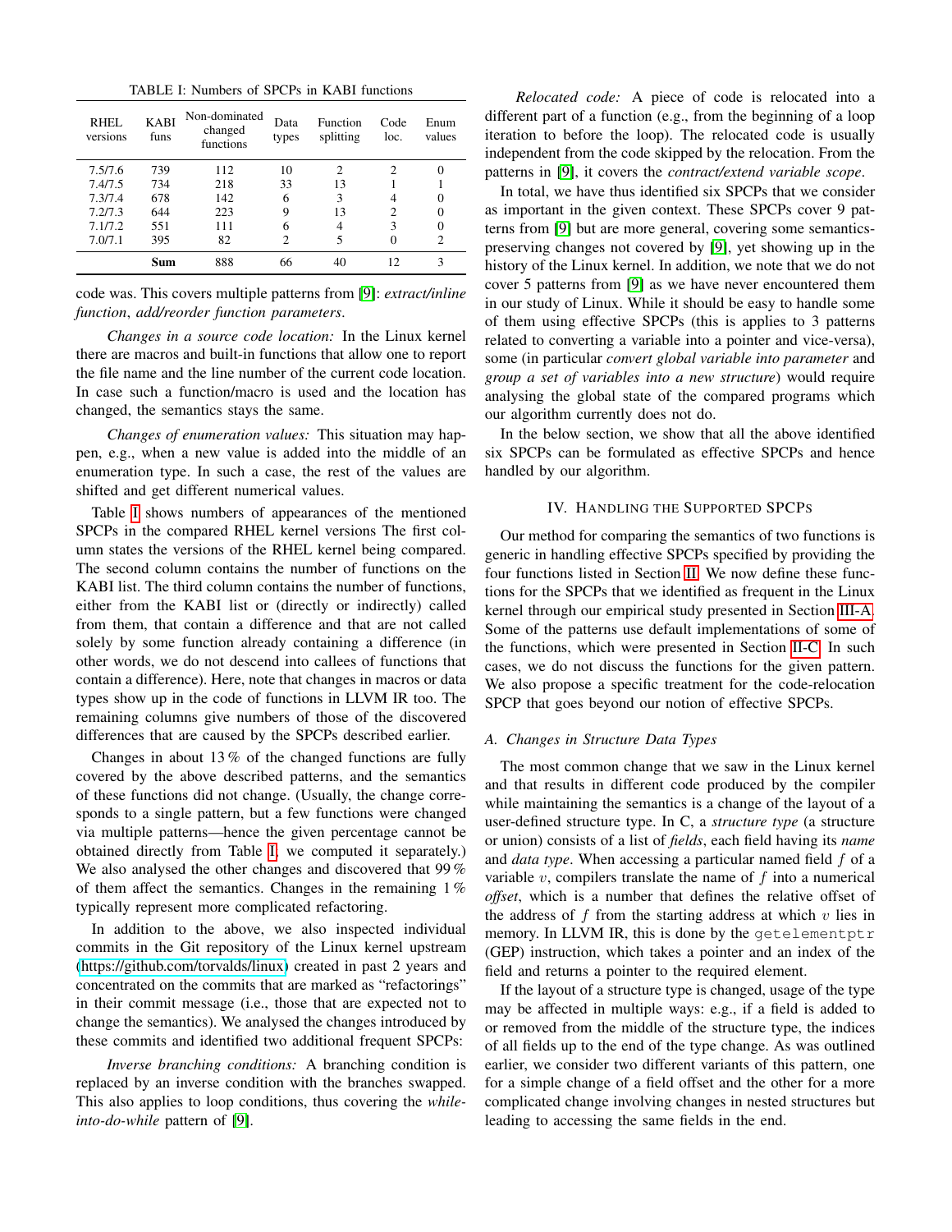TABLE I: Numbers of SPCPs in KABI functions

| RHEL versions | KABI funs | Non-dominated changed functions | Data types | Function splitting | Code loc. | Enum values |
|---|---|---|---|---|---|---|
| 7.5/7.6 | 739 | 112 | 10 | 2 | 2 | 0 |
| 7.4/7.5 | 734 | 218 | 33 | 13 | 1 | 1 |
| 7.3/7.4 | 678 | 142 | 6 | 3 | 4 | 0 |
| 7.2/7.3 | 644 | 223 | 9 | 13 | 2 | 0 |
| 7.1/7.2 | 551 | 111 | 6 | 4 | 3 | 0 |
| 7.0/7.1 | 395 | 82 | 2 | 5 | 0 | 2 |
| | **Sum** | 888 | 66 | 40 | 12 | 3 |

code was. This covers multiple patterns from [9]: *extract/inline function*, *add/reorder function parameters*.

*Changes in a source code location:* In the Linux kernel there are macros and built-in functions that allow one to report the file name and the line number of the current code location. In case such a function/macro is used and the location has changed, the semantics stays the same.

*Changes of enumeration values:* This situation may happen, e.g., when a new value is added into the middle of an enumeration type. In such a case, the rest of the values are shifted and get different numerical values.

Table I shows numbers of appearances of the mentioned SPCPs in the compared RHEL kernel versions The first column states the versions of the RHEL kernel being compared. The second column contains the number of functions on the KABI list. The third column contains the number of functions, either from the KABI list or (directly or indirectly) called from them, that contain a difference and that are not called solely by some function already containing a difference (in other words, we do not descend into callees of functions that contain a difference). Here, note that changes in macros or data types show up in the code of functions in LLVM IR too. The remaining columns give numbers of those of the discovered differences that are caused by the SPCPs described earlier.

Changes in about 13 % of the changed functions are fully covered by the above described patterns, and the semantics of these functions did not change. (Usually, the change corresponds to a single pattern, but a few functions were changed via multiple patterns—hence the given percentage cannot be obtained directly from Table I, we computed it separately.) We also analysed the other changes and discovered that 99 % of them affect the semantics. Changes in the remaining 1 % typically represent more complicated refactoring.

In addition to the above, we also inspected individual commits in the Git repository of the Linux kernel upstream (https://github.com/torvalds/linux) created in past 2 years and concentrated on the commits that are marked as "refactorings" in their commit message (i.e., those that are expected not to change the semantics). We analysed the changes introduced by these commits and identified two additional frequent SPCPs:

*Inverse branching conditions:* A branching condition is replaced by an inverse condition with the branches swapped. This also applies to loop conditions, thus covering the *while-into-do-while* pattern of [9].

*Relocated code:* A piece of code is relocated into a different part of a function (e.g., from the beginning of a loop iteration to before the loop). The relocated code is usually independent from the code skipped by the relocation. From the patterns in [9], it covers the *contract/extend variable scope*.

In total, we have thus identified six SPCPs that we consider as important in the given context. These SPCPs cover 9 patterns from [9] but are more general, covering some semantics-preserving changes not covered by [9], yet showing up in the history of the Linux kernel. In addition, we note that we do not cover 5 patterns from [9] as we have never encountered them in our study of Linux. While it should be easy to handle some of them using effective SPCPs (this is applies to 3 patterns related to converting a variable into a pointer and vice-versa), some (in particular *convert global variable into parameter* and *group a set of variables into a new structure*) would require analysing the global state of the compared programs which our algorithm currently does not do.

In the below section, we show that all the above identified six SPCPs can be formulated as effective SPCPs and hence handled by our algorithm.

## IV. Handling the Supported SPCPs

Our method for comparing the semantics of two functions is generic in handling effective SPCPs specified by providing the four functions listed in Section II. We now define these functions for the SPCPs that we identified as frequent in the Linux kernel through our empirical study presented in Section III-A. Some of the patterns use default implementations of some of the functions, which were presented in Section II-C. In such cases, we do not discuss the functions for the given pattern. We also propose a specific treatment for the code-relocation SPCP that goes beyond our notion of effective SPCPs.

### A. Changes in Structure Data Types

The most common change that we saw in the Linux kernel and that results in different code produced by the compiler while maintaining the semantics is a change of the layout of a user-defined structure type. In C, a *structure type* (a structure or union) consists of a list of *fields*, each field having its *name* and *data type*. When accessing a particular named field $f$ of a variable $v$, compilers translate the name of $f$ into a numerical *offset*, which is a number that defines the relative offset of the address of $f$ from the starting address at which $v$ lies in memory. In LLVM IR, this is done by the `getelementptr` (GEP) instruction, which takes a pointer and an index of the field and returns a pointer to the required element.

If the layout of a structure type is changed, usage of the type may be affected in multiple ways: e.g., if a field is added to or removed from the middle of the structure type, the indices of all fields up to the end of the type change. As was outlined earlier, we consider two different variants of this pattern, one for a simple change of a field offset and the other for a more complicated change involving changes in nested structures but leading to accessing the same fields in the end.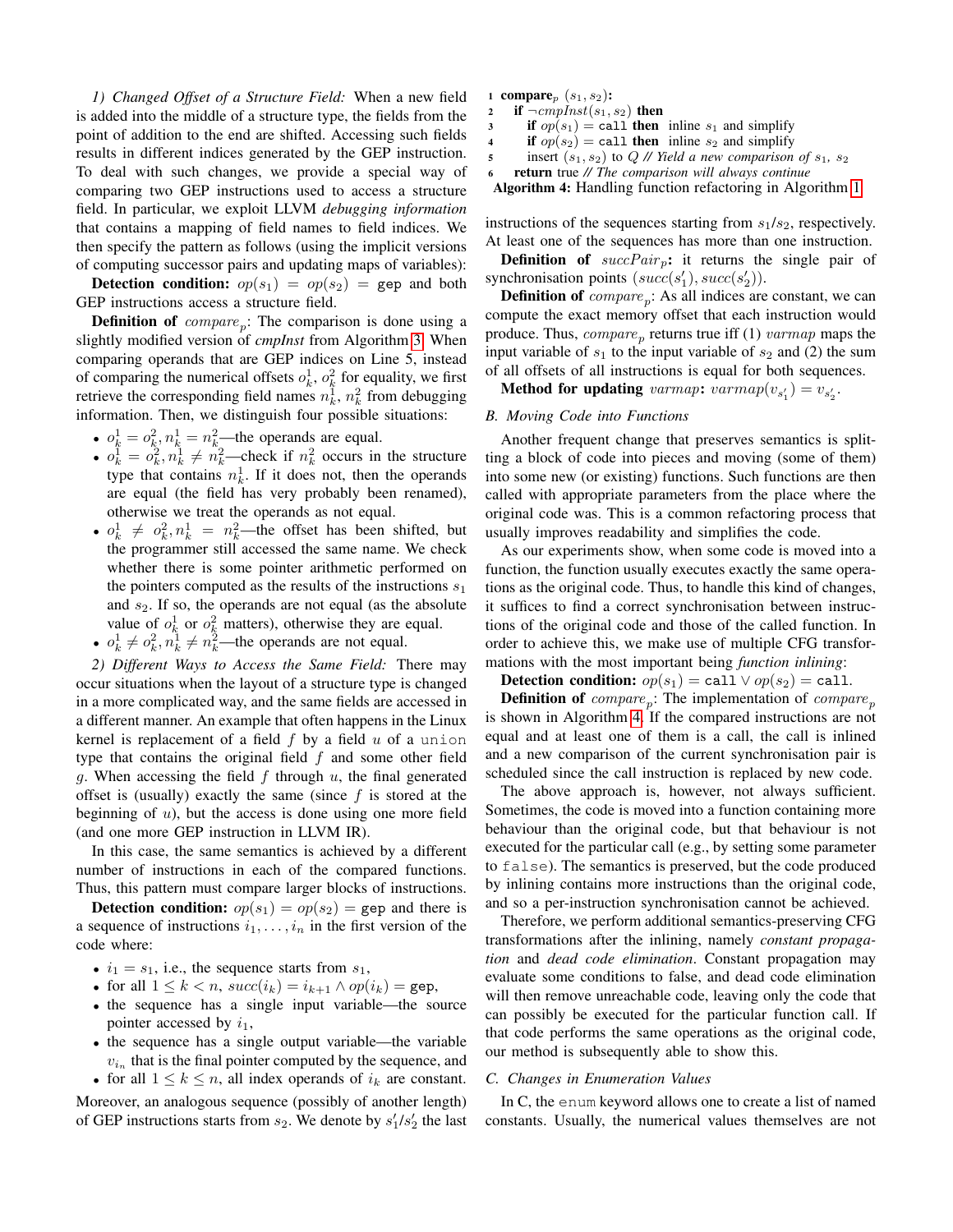*1) Changed Offset of a Structure Field:* When a new field is added into the middle of a structure type, the fields from the point of addition to the end are shifted. Accessing such fields results in different indices generated by the GEP instruction. To deal with such changes, we provide a special way of comparing two GEP instructions used to access a structure field. In particular, we exploit LLVM *debugging information* that contains a mapping of field names to field indices. We then specify the pattern as follows (using the implicit versions of computing successor pairs and updating maps of variables):

**Detection condition:** $op(s_1) = op(s_2) =$ `gep` and both GEP instructions access a structure field.

**Definition of** $compare_p$: The comparison is done using a slightly modified version of *cmpInst* from Algorithm 3. When comparing operands that are GEP indices on Line 5, instead of comparing the numerical offsets $o_k^1$, $o_k^2$ for equality, we first retrieve the corresponding field names $n_k^1$, $n_k^2$ from debugging information. Then, we distinguish four possible situations:

- $o_k^1 = o_k^2, n_k^1 = n_k^2$—the operands are equal.
- $o_k^1 = o_k^2, n_k^1 \neq n_k^2$—check if $n_k^2$ occurs in the structure type that contains $n_k^1$. If it does not, then the operands are equal (the field has very probably been renamed), otherwise we treat the operands as not equal.
- $o_k^1 \neq o_k^2, n_k^1 = n_k^2$—the offset has been shifted, but the programmer still accessed the same name. We check whether there is some pointer arithmetic performed on the pointers computed as the results of the instructions $s_1$ and $s_2$. If so, the operands are not equal (as the absolute value of $o_k^1$ or $o_k^2$ matters), otherwise they are equal.
- $o_k^1 \neq o_k^2, n_k^1 \neq n_k^2$—the operands are not equal.

*2) Different Ways to Access the Same Field:* There may occur situations when the layout of a structure type is changed in a more complicated way, and the same fields are accessed in a different manner. An example that often happens in the Linux kernel is replacement of a field $f$ by a field $u$ of a `union` type that contains the original field $f$ and some other field $g$. When accessing the field $f$ through $u$, the final generated offset is (usually) exactly the same (since $f$ is stored at the beginning of $u$), but the access is done using one more field (and one more GEP instruction in LLVM IR).

In this case, the same semantics is achieved by a different number of instructions in each of the compared functions. Thus, this pattern must compare larger blocks of instructions.

**Detection condition:** $op(s_1) = op(s_2) =$ `gep` and there is a sequence of instructions $i_1, \dots, i_n$ in the first version of the code where:

- $i_1 = s_1$, i.e., the sequence starts from $s_1$,
- for all $1 \leq k < n$, $succ(i_k) = i_{k+1} \wedge op(i_k) =$ `gep`,
- the sequence has a single input variable—the source pointer accessed by $i_1$,
- the sequence has a single output variable—the variable $v_{i_n}$ that is the final pointer computed by the sequence, and
- for all $1 \leq k \leq n$, all index operands of $i_k$ are constant.

Moreover, an analogous sequence (possibly of another length) of GEP instructions starts from $s_2$. We denote by $s_1'/s_2'$ the last instructions of the sequences starting from $s_1/s_2$, respectively. At least one of the sequences has more than one instruction.

**Definition of** $succPair_p$**:** it returns the single pair of synchronisation points $(succ(s_1'), succ(s_2'))$.

**Definition of** $compare_p$: As all indices are constant, we can compute the exact memory offset that each instruction would produce. Thus, $compare_p$ returns true iff (1) $varmap$ maps the input variable of $s_1$ to the input variable of $s_2$ and (2) the sum of all offsets of all instructions is equal for both sequences.

**Method for updating** $varmap$**:** $varmap(v_{s_1'}) = v_{s_2'}$.

```
1 compare_p (s1, s2):
2   if ¬cmpInst(s1, s2) then
3     if op(s1) = call then  inline s1 and simplify
4     if op(s2) = call then  inline s2 and simplify
5     insert (s1, s2) to Q // Yield a new comparison of s1, s2
6   return true // The comparison will always continue
```

Algorithm 4: Handling function refactoring in Algorithm 1

## B. Moving Code into Functions

Another frequent change that preserves semantics is splitting a block of code into pieces and moving (some of them) into some new (or existing) functions. Such functions are then called with appropriate parameters from the place where the original code was. This is a common refactoring process that usually improves readability and simplifies the code.

As our experiments show, when some code is moved into a function, the function usually executes exactly the same operations as the original code. Thus, to handle this kind of changes, it suffices to find a correct synchronisation between instructions of the original code and those of the called function. In order to achieve this, we make use of multiple CFG transformations with the most important being *function inlining*:

**Detection condition:** $op(s_1) =$ `call` $\vee$ $op(s_2) =$ `call`.

**Definition of** $compare_p$: The implementation of $compare_p$ is shown in Algorithm 4. If the compared instructions are not equal and at least one of them is a call, the call is inlined and a new comparison of the current synchronisation pair is scheduled since the call instruction is replaced by new code.

The above approach is, however, not always sufficient. Sometimes, the code is moved into a function containing more behaviour than the original code, but that behaviour is not executed for the particular call (e.g., by setting some parameter to `false`). The semantics is preserved, but the code produced by inlining contains more instructions than the original code, and so a per-instruction synchronisation cannot be achieved.

Therefore, we perform additional semantics-preserving CFG transformations after the inlining, namely *constant propagation* and *dead code elimination*. Constant propagation may evaluate some conditions to false, and dead code elimination will then remove unreachable code, leaving only the code that can possibly be executed for the particular function call. If that code performs the same operations as the original code, our method is subsequently able to show this.

## C. Changes in Enumeration Values

In C, the `enum` keyword allows one to create a list of named constants. Usually, the numerical values themselves are not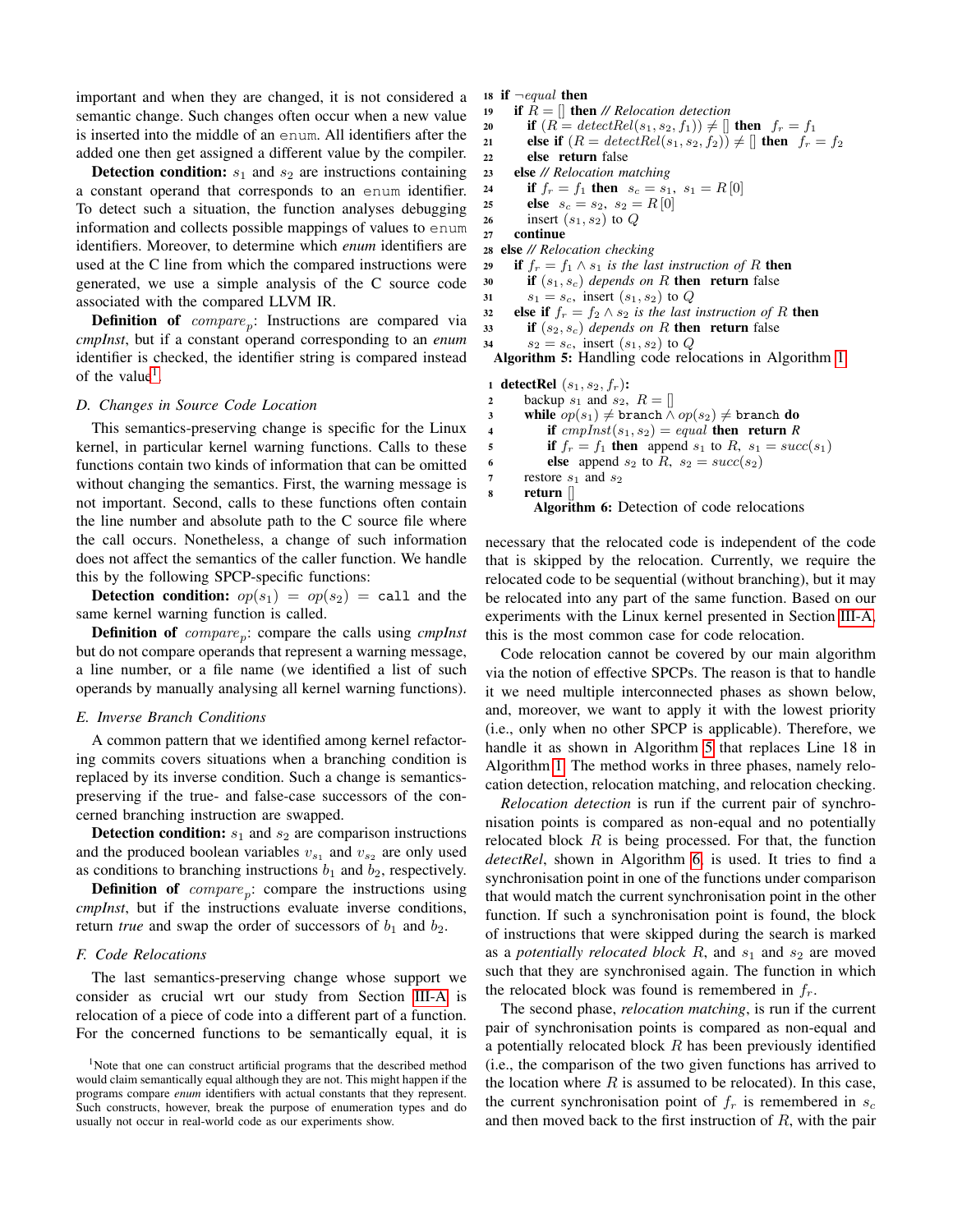important and when they are changed, it is not considered a semantic change. Such changes often occur when a new value is inserted into the middle of an `enum`. All identifiers after the added one then get assigned a different value by the compiler.

**Detection condition:** $s_1$ and $s_2$ are instructions containing a constant operand that corresponds to an `enum` identifier. To detect such a situation, the function analyses debugging information and collects possible mappings of values to `enum` identifiers. Moreover, to determine which *enum* identifiers are used at the C line from which the compared instructions were generated, we use a simple analysis of the C source code associated with the compared LLVM IR.

**Definition of** $compare_p$: Instructions are compared via *cmpInst*, but if a constant operand corresponding to an *enum* identifier is checked, the identifier string is compared instead of the value[1].

### D. Changes in Source Code Location

This semantics-preserving change is specific for the Linux kernel, in particular kernel warning functions. Calls to these functions contain two kinds of information that can be omitted without changing the semantics. First, the warning message is not important. Second, calls to these functions often contain the line number and absolute path to the C source file where the call occurs. Nonetheless, a change of such information does not affect the semantics of the caller function. We handle this by the following SPCP-specific functions:

**Detection condition:** $op(s_1) = op(s_2) =$ `call` and the same kernel warning function is called.

**Definition of** $compare_p$: compare the calls using *cmpInst* but do not compare operands that represent a warning message, a line number, or a file name (we identified a list of such operands by manually analysing all kernel warning functions).

### E. Inverse Branch Conditions

A common pattern that we identified among kernel refactoring commits covers situations when a branching condition is replaced by its inverse condition. Such a change is semantics-preserving if the true- and false-case successors of the concerned branching instruction are swapped.

**Detection condition:** $s_1$ and $s_2$ are comparison instructions and the produced boolean variables $v_{s_1}$ and $v_{s_2}$ are only used as conditions to branching instructions $b_1$ and $b_2$, respectively.

**Definition of** $compare_p$: compare the instructions using *cmpInst*, but if the instructions evaluate inverse conditions, return *true* and swap the order of successors of $b_1$ and $b_2$.

### F. Code Relocations

The last semantics-preserving change whose support we consider as crucial wrt our study from Section III-A is relocation of a piece of code into a different part of a function. For the concerned functions to be semantically equal, it is

```
18 if ¬equal then
19   if R = [] then // Relocation detection
20     if (R = detectRel(s1, s2, f1)) ≠ [] then  fr = f1
21     else if (R = detectRel(s1, s2, f2)) ≠ [] then  fr = f2
22     else  return false
23   else // Relocation matching
24     if fr = f1 then  sc = s1,  s1 = R[0]
25     else  sc = s2,  s2 = R[0]
26     insert (s1, s2) to Q
27   continue
28 else // Relocation checking
29   if fr = f1 ∧ s1 is the last instruction of R then
30     if (s1, sc) depends on R then  return false
31     s1 = sc,  insert (s1, s2) to Q
32   else if fr = f2 ∧ s2 is the last instruction of R then
33     if (s2, sc) depends on R then  return false
34     s2 = sc,  insert (s1, s2) to Q
```

**Algorithm 5:** Handling code relocations in Algorithm 1

```
1 detectRel (s1, s2, fr):
2   backup s1 and s2,  R = []
3   while op(s1) ≠ branch ∧ op(s2) ≠ branch do
4     if cmpInst(s1, s2) = equal then  return R
5     if fr = f1 then  append s1 to R,  s1 = succ(s1)
6     else  append s2 to R,  s2 = succ(s2)
7   restore s1 and s2
8   return []
```

**Algorithm 6:** Detection of code relocations

necessary that the relocated code is independent of the code that is skipped by the relocation. Currently, we require the relocated code to be sequential (without branching), but it may be relocated into any part of the same function. Based on our experiments with the Linux kernel presented in Section III-A, this is the most common case for code relocation.

Code relocation cannot be covered by our main algorithm via the notion of effective SPCPs. The reason is that to handle it we need multiple interconnected phases as shown below, and, moreover, we want to apply it with the lowest priority (i.e., only when no other SPCP is applicable). Therefore, we handle it as shown in Algorithm 5 that replaces Line 18 in Algorithm 1. The method works in three phases, namely relocation detection, relocation matching, and relocation checking.

*Relocation detection* is run if the current pair of synchronisation points is compared as non-equal and no potentially relocated block $R$ is being processed. For that, the function *detectRel*, shown in Algorithm 6, is used. It tries to find a synchronisation point in one of the functions under comparison that would match the current synchronisation point in the other function. If such a synchronisation point is found, the block of instructions that were skipped during the search is marked as a *potentially relocated block* $R$, and $s_1$ and $s_2$ are moved such that they are synchronised again. The function in which the relocated block was found is remembered in $f_r$.

The second phase, *relocation matching*, is run if the current pair of synchronisation points is compared as non-equal and a potentially relocated block $R$ has been previously identified (i.e., the comparison of the two given functions has arrived to the location where $R$ is assumed to be relocated). In this case, the current synchronisation point of $f_r$ is remembered in $s_c$ and then moved back to the first instruction of $R$, with the pair

[1]Note that one can construct artificial programs that the described method would claim semantically equal although they are not. This might happen if the programs compare *enum* identifiers with actual constants that they represent. Such constructs, however, break the purpose of enumeration types and do usually not occur in real-world code as our experiments show.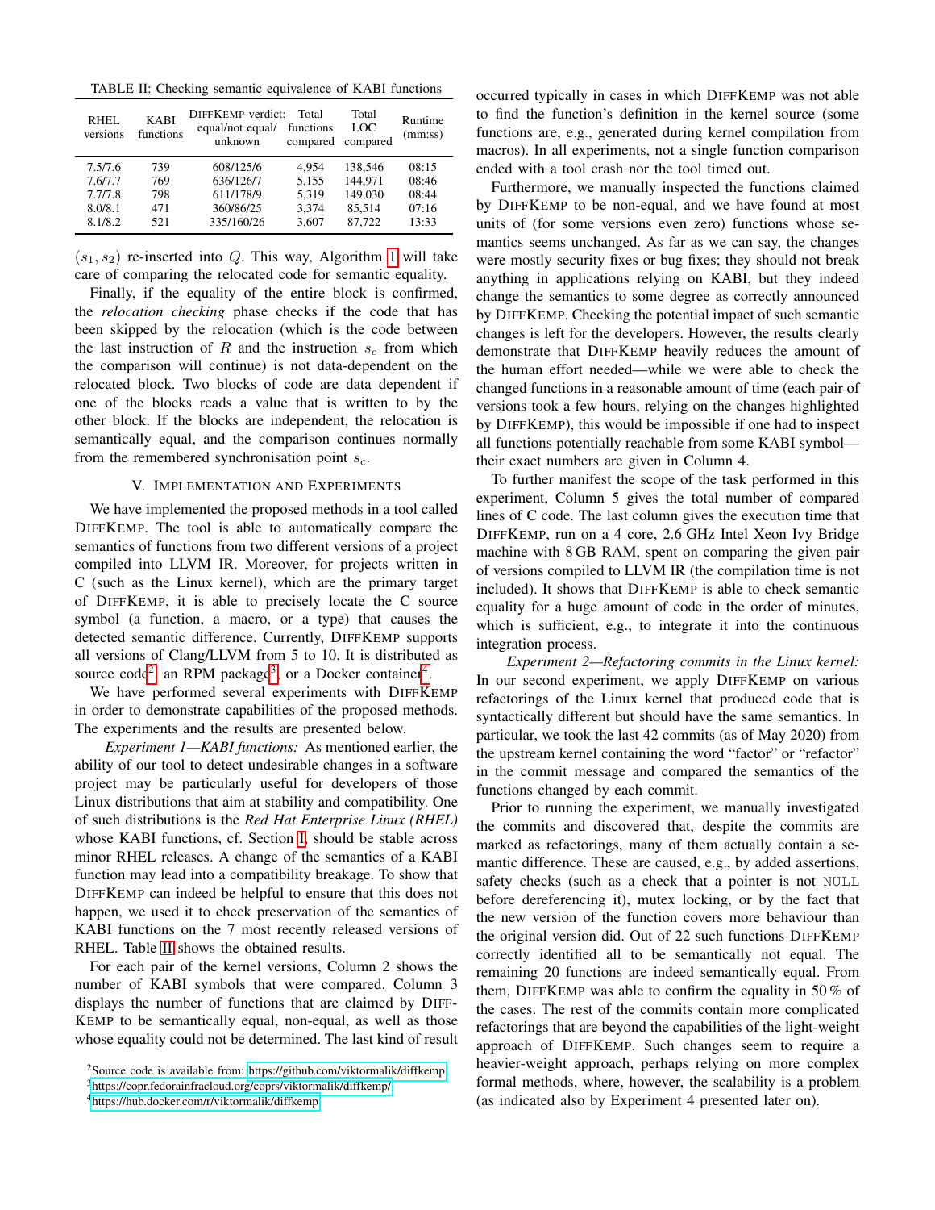TABLE II: Checking semantic equivalence of KABI functions

| RHEL versions | KABI functions | DiffKemp verdict: equal/not equal/ unknown | Total functions compared | Total LOC compared | Runtime (mm:ss) |
|---|---|---|---|---|---|
| 7.5/7.6 | 739 | 608/125/6 | 4,954 | 138,546 | 08:15 |
| 7.6/7.7 | 769 | 636/126/7 | 5,155 | 144,971 | 08:46 |
| 7.7/7.8 | 798 | 611/178/9 | 5,319 | 149,030 | 08:44 |
| 8.0/8.1 | 471 | 360/86/25 | 3,374 | 85,514 | 07:16 |
| 8.1/8.2 | 521 | 335/160/26 | 3,607 | 87,722 | 13:33 |

$(s_1, s_2)$ re-inserted into $Q$. This way, Algorithm 1 will take care of comparing the relocated code for semantic equality.

Finally, if the equality of the entire block is confirmed, the *relocation checking* phase checks if the code that has been skipped by the relocation (which is the code between the last instruction of $R$ and the instruction $s_c$ from which the comparison will continue) is not data-dependent on the relocated block. Two blocks of code are data dependent if one of the blocks reads a value that is written to by the other block. If the blocks are independent, the relocation is semantically equal, and the comparison continues normally from the remembered synchronisation point $s_c$.

## V. Implementation and Experiments

We have implemented the proposed methods in a tool called DiffKemp. The tool is able to automatically compare the semantics of functions from two different versions of a project compiled into LLVM IR. Moreover, for projects written in C (such as the Linux kernel), which are the primary target of DiffKemp, it is able to precisely locate the C source symbol (a function, a macro, or a type) that causes the detected semantic difference. Currently, DiffKemp supports all versions of Clang/LLVM from 5 to 10. It is distributed as source code[2], an RPM package[3], or a Docker container[4].

We have performed several experiments with DiffKemp in order to demonstrate capabilities of the proposed methods. The experiments and the results are presented below.

*Experiment 1—KABI functions:* As mentioned earlier, the ability of our tool to detect undesirable changes in a software project may be particularly useful for developers of those Linux distributions that aim at stability and compatibility. One of such distributions is the *Red Hat Enterprise Linux (RHEL)* whose KABI functions, cf. Section I, should be stable across minor RHEL releases. A change of the semantics of a KABI function may lead into a compatibility breakage. To show that DiffKemp can indeed be helpful to ensure that this does not happen, we used it to check preservation of the semantics of KABI functions on the 7 most recently released versions of RHEL. Table II shows the obtained results.

For each pair of the kernel versions, Column 2 shows the number of KABI symbols that were compared. Column 3 displays the number of functions that are claimed by DiffKemp to be semantically equal, non-equal, as well as those whose equality could not be determined. The last kind of result occurred typically in cases in which DiffKemp was not able to find the function's definition in the kernel source (some functions are, e.g., generated during kernel compilation from macros). In all experiments, not a single function comparison ended with a tool crash nor the tool timed out.

Furthermore, we manually inspected the functions claimed by DiffKemp to be non-equal, and we have found at most units of (for some versions even zero) functions whose semantics seems unchanged. As far as we can say, the changes were mostly security fixes or bug fixes; they should not break anything in applications relying on KABI, but they indeed change the semantics to some degree as correctly announced by DiffKemp. Checking the potential impact of such semantic changes is left for the developers. However, the results clearly demonstrate that DiffKemp heavily reduces the amount of the human effort needed—while we were able to check the changed functions in a reasonable amount of time (each pair of versions took a few hours, relying on the changes highlighted by DiffKemp), this would be impossible if one had to inspect all functions potentially reachable from some KABI symbol—their exact numbers are given in Column 4.

To further manifest the scope of the task performed in this experiment, Column 5 gives the total number of compared lines of C code. The last column gives the execution time that DiffKemp, run on a 4 core, 2.6 GHz Intel Xeon Ivy Bridge machine with 8 GB RAM, spent on comparing the given pair of versions compiled to LLVM IR (the compilation time is not included). It shows that DiffKemp is able to check semantic equality for a huge amount of code in the order of minutes, which is sufficient, e.g., to integrate it into the continuous integration process.

*Experiment 2—Refactoring commits in the Linux kernel:* In our second experiment, we apply DiffKemp on various refactorings of the Linux kernel that produced code that is syntactically different but should have the same semantics. In particular, we took the last 42 commits (as of May 2020) from the upstream kernel containing the word "factor" or "refactor" in the commit message and compared the semantics of the functions changed by each commit.

Prior to running the experiment, we manually investigated the commits and discovered that, despite the commits are marked as refactorings, many of them actually contain a semantic difference. These are caused, e.g., by added assertions, safety checks (such as a check that a pointer is not `NULL` before dereferencing it), mutex locking, or by the fact that the new version of the function covers more behaviour than the original version did. Out of 22 such functions DiffKemp correctly identified all to be semantically not equal. The remaining 20 functions are indeed semantically equal. From them, DiffKemp was able to confirm the equality in 50 % of the cases. The rest of the commits contain more complicated refactorings that are beyond the capabilities of the light-weight approach of DiffKemp. Such changes seem to require a heavier-weight approach, perhaps relying on more complex formal methods, where, however, the scalability is a problem (as indicated also by Experiment 4 presented later on).

[2] Source code is available from: https://github.com/viktormalik/diffkemp
[3] https://copr.fedorainfracloud.org/coprs/viktormalik/diffkemp/
[4] https://hub.docker.com/r/viktormalik/diffkemp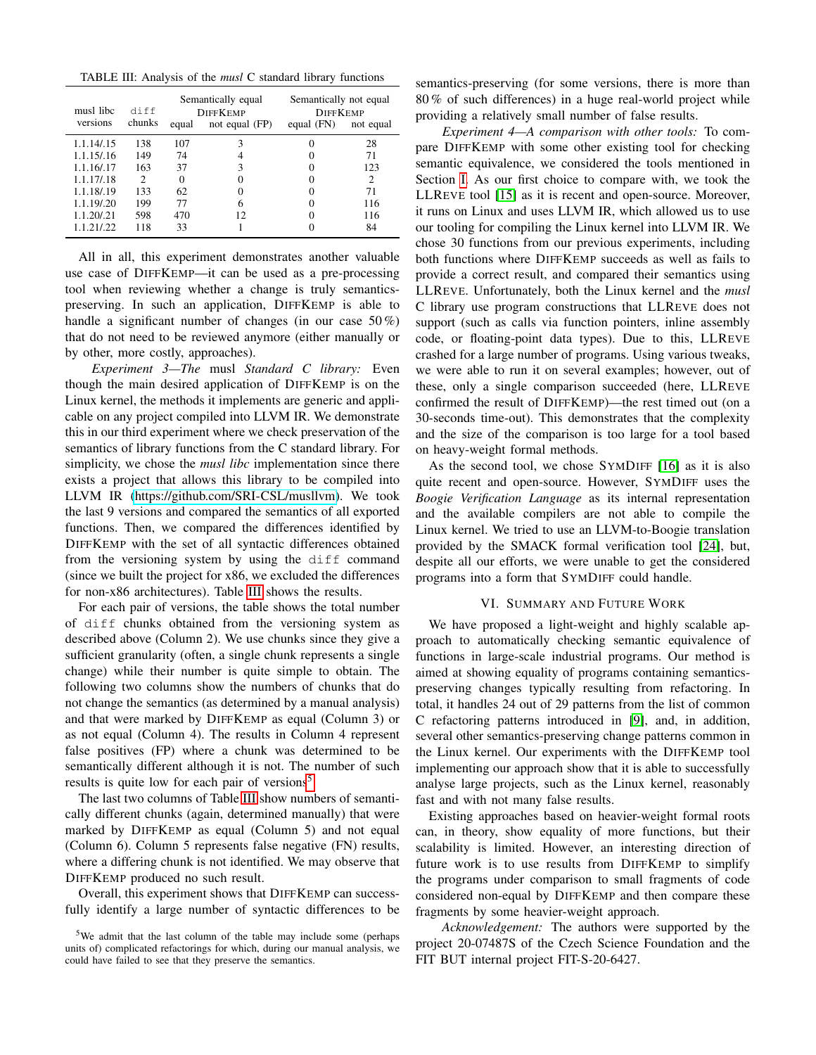TABLE III: Analysis of the *musl* C standard library functions

| musl libc versions | diff chunks | Semantically equal DiffKemp | | Semantically not equal DiffKemp | |
|---|---|---|---|---|---|
| | | equal | not equal (FP) | equal (FN) | not equal |
| 1.1.14/.15 | 138 | 107 | 3 | 0 | 28 |
| 1.1.15/.16 | 149 | 74 | 4 | 0 | 71 |
| 1.1.16/.17 | 163 | 37 | 3 | 0 | 123 |
| 1.1.17/.18 | 2 | 0 | 0 | 0 | 2 |
| 1.1.18/.19 | 133 | 62 | 0 | 0 | 71 |
| 1.1.19/.20 | 199 | 77 | 6 | 0 | 116 |
| 1.1.20/.21 | 598 | 470 | 12 | 0 | 116 |
| 1.1.21/.22 | 118 | 33 | 1 | 0 | 84 |

All in all, this experiment demonstrates another valuable use case of DiffKemp—it can be used as a pre-processing tool when reviewing whether a change is truly semantics-preserving. In such an application, DiffKemp is able to handle a significant number of changes (in our case 50 %) that do not need to be reviewed anymore (either manually or by other, more costly, approaches).

*Experiment 3—The* musl *Standard C library:* Even though the main desired application of DiffKemp is on the Linux kernel, the methods it implements are generic and applicable on any project compiled into LLVM IR. We demonstrate this in our third experiment where we check preservation of the semantics of library functions from the C standard library. For simplicity, we chose the *musl libc* implementation since there exists a project that allows this library to be compiled into LLVM IR (https://github.com/SRI-CSL/musllvm). We took the last 9 versions and compared the semantics of all exported functions. Then, we compared the differences identified by DiffKemp with the set of all syntactic differences obtained from the versioning system by using the `diff` command (since we built the project for x86, we excluded the differences for non-x86 architectures). Table III shows the results.

For each pair of versions, the table shows the total number of `diff` chunks obtained from the versioning system as described above (Column 2). We use chunks since they give a sufficient granularity (often, a single chunk represents a single change) while their number is quite simple to obtain. The following two columns show the numbers of chunks that do not change the semantics (as determined by a manual analysis) and that were marked by DiffKemp as equal (Column 3) or as not equal (Column 4). The results in Column 4 represent false positives (FP) where a chunk was determined to be semantically different although it is not. The number of such results is quite low for each pair of versions[5].

The last two columns of Table III show numbers of semantically different chunks (again, determined manually) that were marked by DiffKemp as equal (Column 5) and not equal (Column 6). Column 5 represents false negative (FN) results, where a differing chunk is not identified. We may observe that DiffKemp produced no such result.

Overall, this experiment shows that DiffKemp can successfully identify a large number of syntactic differences to be semantics-preserving (for some versions, there is more than 80 % of such differences) in a huge real-world project while providing a relatively small number of false results.

*Experiment 4—A comparison with other tools:* To compare DiffKemp with some other existing tool for checking semantic equivalence, we considered the tools mentioned in Section I. As our first choice to compare with, we took the LLReve tool [15] as it is recent and open-source. Moreover, it runs on Linux and uses LLVM IR, which allowed us to use our tooling for compiling the Linux kernel into LLVM IR. We chose 30 functions from our previous experiments, including both functions where DiffKemp succeeds as well as fails to provide a correct result, and compared their semantics using LLReve. Unfortunately, both the Linux kernel and the *musl* C library use program constructions that LLReve does not support (such as calls via function pointers, inline assembly code, or floating-point data types). Due to this, LLReve crashed for a large number of programs. Using various tweaks, we were able to run it on several examples; however, out of these, only a single comparison succeeded (here, LLReve confirmed the result of DiffKemp)—the rest timed out (on a 30-seconds time-out). This demonstrates that the complexity and the size of the comparison is too large for a tool based on heavy-weight formal methods.

As the second tool, we chose SymDiff [16] as it is also quite recent and open-source. However, SymDiff uses the *Boogie Verification Language* as its internal representation and the available compilers are not able to compile the Linux kernel. We tried to use an LLVM-to-Boogie translation provided by the SMACK formal verification tool [24], but, despite all our efforts, we were unable to get the considered programs into a form that SymDiff could handle.

## VI. Summary and Future Work

We have proposed a light-weight and highly scalable approach to automatically checking semantic equivalence of functions in large-scale industrial programs. Our method is aimed at showing equality of programs containing semantics-preserving changes typically resulting from refactoring. In total, it handles 24 out of 29 patterns from the list of common C refactoring patterns introduced in [9], and, in addition, several other semantics-preserving change patterns common in the Linux kernel. Our experiments with the DiffKemp tool implementing our approach show that it is able to successfully analyse large projects, such as the Linux kernel, reasonably fast and with not many false results.

Existing approaches based on heavier-weight formal roots can, in theory, show equality of more functions, but their scalability is limited. However, an interesting direction of future work is to use results from DiffKemp to simplify the programs under comparison to small fragments of code considered non-equal by DiffKemp and then compare these fragments by some heavier-weight approach.

*Acknowledgement:* The authors were supported by the project 20-07487S of the Czech Science Foundation and the FIT BUT internal project FIT-S-20-6427.

[5] We admit that the last column of the table may include some (perhaps units of) complicated refactorings for which, during our manual analysis, we could have failed to see that they preserve the semantics.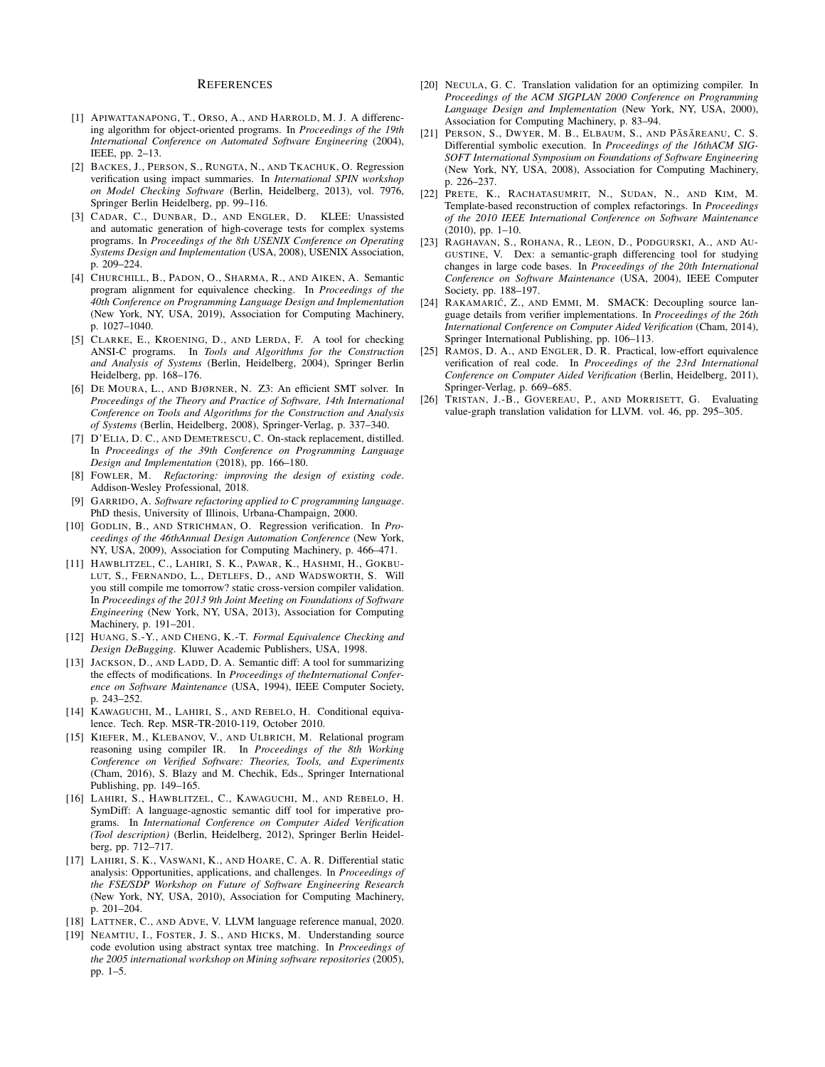## References

[1] Apiwattanapong, T., Orso, A., and Harrold, M. J. A differencing algorithm for object-oriented programs. In *Proceedings of the 19th International Conference on Automated Software Engineering* (2004), IEEE, pp. 2–13.

[2] Backes, J., Person, S., Rungta, N., and Tkachuk, O. Regression verification using impact summaries. In *International SPIN workshop on Model Checking Software* (Berlin, Heidelberg, 2013), vol. 7976, Springer Berlin Heidelberg, pp. 99–116.

[3] Cadar, C., Dunbar, D., and Engler, D. KLEE: Unassisted and automatic generation of high-coverage tests for complex systems programs. In *Proceedings of the 8th USENIX Conference on Operating Systems Design and Implementation* (USA, 2008), USENIX Association, p. 209–224.

[4] Churchill, B., Padon, O., Sharma, R., and Aiken, A. Semantic program alignment for equivalence checking. In *Proceedings of the 40th Conference on Programming Language Design and Implementation* (New York, NY, USA, 2019), Association for Computing Machinery, p. 1027–1040.

[5] Clarke, E., Kroening, D., and Lerda, F. A tool for checking ANSI-C programs. In *Tools and Algorithms for the Construction and Analysis of Systems* (Berlin, Heidelberg, 2004), Springer Berlin Heidelberg, pp. 168–176.

[6] De Moura, L., and Bjørner, N. Z3: An efficient SMT solver. In *Proceedings of the Theory and Practice of Software, 14th International Conference on Tools and Algorithms for the Construction and Analysis of Systems* (Berlin, Heidelberg, 2008), Springer-Verlag, p. 337–340.

[7] D'Elia, D. C., and Demetrescu, C. On-stack replacement, distilled. In *Proceedings of the 39th Conference on Programming Language Design and Implementation* (2018), pp. 166–180.

[8] Fowler, M. *Refactoring: improving the design of existing code*. Addison-Wesley Professional, 2018.

[9] Garrido, A. *Software refactoring applied to C programming language*. PhD thesis, University of Illinois, Urbana-Champaign, 2000.

[10] Godlin, B., and Strichman, O. Regression verification. In *Proceedings of the 46thAnnual Design Automation Conference* (New York, NY, USA, 2009), Association for Computing Machinery, p. 466–471.

[11] Hawblitzel, C., Lahiri, S. K., Pawar, K., Hashmi, H., Gokbulut, S., Fernando, L., Detlefs, D., and Wadsworth, S. Will you still compile me tomorrow? static cross-version compiler validation. In *Proceedings of the 2013 9th Joint Meeting on Foundations of Software Engineering* (New York, NY, USA, 2013), Association for Computing Machinery, p. 191–201.

[12] Huang, S.-Y., and Cheng, K.-T. *Formal Equivalence Checking and Design DeBugging*. Kluwer Academic Publishers, USA, 1998.

[13] Jackson, D., and Ladd, D. A. Semantic diff: A tool for summarizing the effects of modifications. In *Proceedings of theInternational Conference on Software Maintenance* (USA, 1994), IEEE Computer Society, p. 243–252.

[14] Kawaguchi, M., Lahiri, S., and Rebelo, H. Conditional equivalence. Tech. Rep. MSR-TR-2010-119, October 2010.

[15] Kiefer, M., Klebanov, V., and Ulbrich, M. Relational program reasoning using compiler IR. In *Proceedings of the 8th Working Conference on Verified Software: Theories, Tools, and Experiments* (Cham, 2016), S. Blazy and M. Chechik, Eds., Springer International Publishing, pp. 149–165.

[16] Lahiri, S., Hawblitzel, C., Kawaguchi, M., and Rebelo, H. SymDiff: A language-agnostic semantic diff tool for imperative programs. In *International Conference on Computer Aided Verification (Tool description)* (Berlin, Heidelberg, 2012), Springer Berlin Heidelberg, pp. 712–717.

[17] Lahiri, S. K., Vaswani, K., and Hoare, C. A. R. Differential static analysis: Opportunities, applications, and challenges. In *Proceedings of the FSE/SDP Workshop on Future of Software Engineering Research* (New York, NY, USA, 2010), Association for Computing Machinery, p. 201–204.

[18] Lattner, C., and Adve, V. LLVM language reference manual, 2020.

[19] Neamtiu, I., Foster, J. S., and Hicks, M. Understanding source code evolution using abstract syntax tree matching. In *Proceedings of the 2005 international workshop on Mining software repositories* (2005), pp. 1–5.

[20] Necula, G. C. Translation validation for an optimizing compiler. In *Proceedings of the ACM SIGPLAN 2000 Conference on Programming Language Design and Implementation* (New York, NY, USA, 2000), Association for Computing Machinery, p. 83–94.

[21] Person, S., Dwyer, M. B., Elbaum, S., and Păsăreanu, C. S. Differential symbolic execution. In *Proceedings of the 16thACM SIGSOFT International Symposium on Foundations of Software Engineering* (New York, NY, USA, 2008), Association for Computing Machinery, p. 226–237.

[22] Prete, K., Rachatasumrit, N., Sudan, N., and Kim, M. Template-based reconstruction of complex refactorings. In *Proceedings of the 2010 IEEE International Conference on Software Maintenance* (2010), pp. 1–10.

[23] Raghavan, S., Rohana, R., Leon, D., Podgurski, A., and Augustine, V. Dex: a semantic-graph differencing tool for studying changes in large code bases. In *Proceedings of the 20th International Conference on Software Maintenance* (USA, 2004), IEEE Computer Society, pp. 188–197.

[24] Rakamarić, Z., and Emmi, M. SMACK: Decoupling source language details from verifier implementations. In *Proceedings of the 26th International Conference on Computer Aided Verification* (Cham, 2014), Springer International Publishing, pp. 106–113.

[25] Ramos, D. A., and Engler, D. R. Practical, low-effort equivalence verification of real code. In *Proceedings of the 23rd International Conference on Computer Aided Verification* (Berlin, Heidelberg, 2011), Springer-Verlag, p. 669–685.

[26] Tristan, J.-B., Govereau, P., and Morrisett, G. Evaluating value-graph translation validation for LLVM. vol. 46, pp. 295–305.